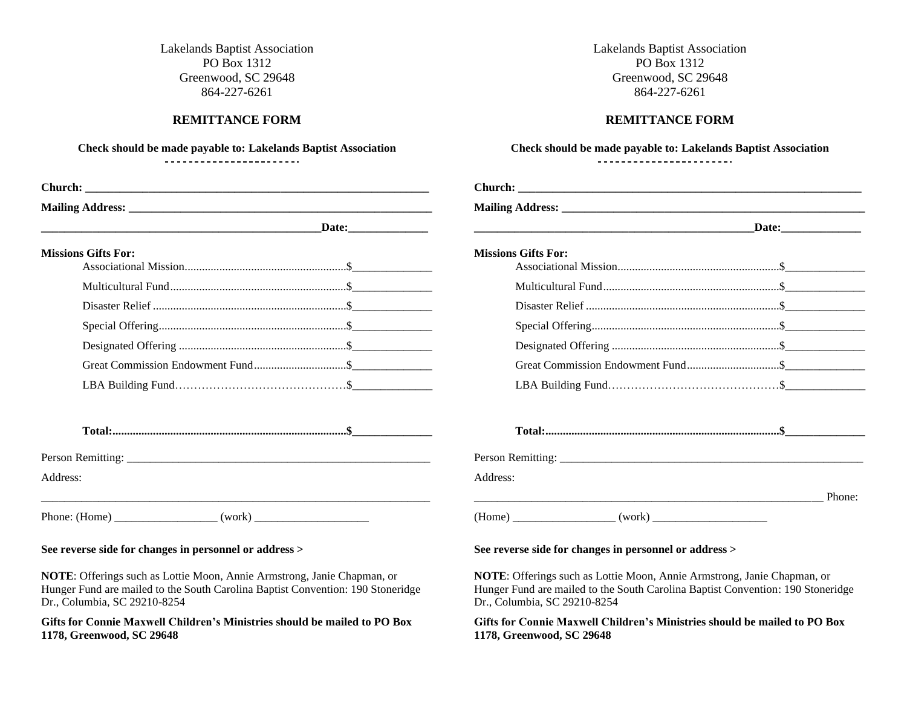Lakelands Baptist Association
PO Box 1312
Greenwood, SC 29648
864-227-6261

**REMITTANCE FORM**

**Check should be made payable to: Lakelands Baptist Association**

**Church:** ______________________________________________________________

**Mailing Address:** ______________________________________________________

__________________________________________________**Date:**______________

**Missions Gifts For:**

Associational Mission........................................................$______________

Multicultural Fund.............................................................$______________

Disaster Relief ...................................................................$______________

Special Offering.................................................................$______________

Designated Offering ..........................................................$______________

Great Commission Endowment Fund................................$______________

LBA Building Fund………………………………………$______________

**Total:.................................................................................$______________**

Person Remitting: _______________________________________________________

Address:

_________________________________________________________________________

Phone: (Home) __________________ (work) ____________________

**See reverse side for changes in personnel or address >**

**NOTE**: Offerings such as Lottie Moon, Annie Armstrong, Janie Chapman, or Hunger Fund are mailed to the South Carolina Baptist Convention: 190 Stoneridge Dr., Columbia, SC 29210-8254

**Gifts for Connie Maxwell Children's Ministries should be mailed to PO Box 1178, Greenwood, SC 29648**

---

Lakelands Baptist Association
PO Box 1312
Greenwood, SC 29648
864-227-6261

**REMITTANCE FORM**

**Check should be made payable to: Lakelands Baptist Association**

**Church:** ______________________________________________________________

**Mailing Address:** ______________________________________________________

__________________________________________________**Date:**______________

**Missions Gifts For:**

Associational Mission........................................................$______________

Multicultural Fund.............................................................$______________

Disaster Relief ...................................................................$______________

Special Offering.................................................................$______________

Designated Offering ..........................................................$______________

Great Commission Endowment Fund................................$______________

LBA Building Fund………………………………………$______________

**Total:.................................................................................$______________**

Person Remitting: _______________________________________________________

Address:

_________________________________________________________________ Phone:

(Home) __________________ (work) ____________________

**See reverse side for changes in personnel or address >**

**NOTE**: Offerings such as Lottie Moon, Annie Armstrong, Janie Chapman, or Hunger Fund are mailed to the South Carolina Baptist Convention: 190 Stoneridge Dr., Columbia, SC 29210-8254

**Gifts for Connie Maxwell Children's Ministries should be mailed to PO Box 1178, Greenwood, SC 29648**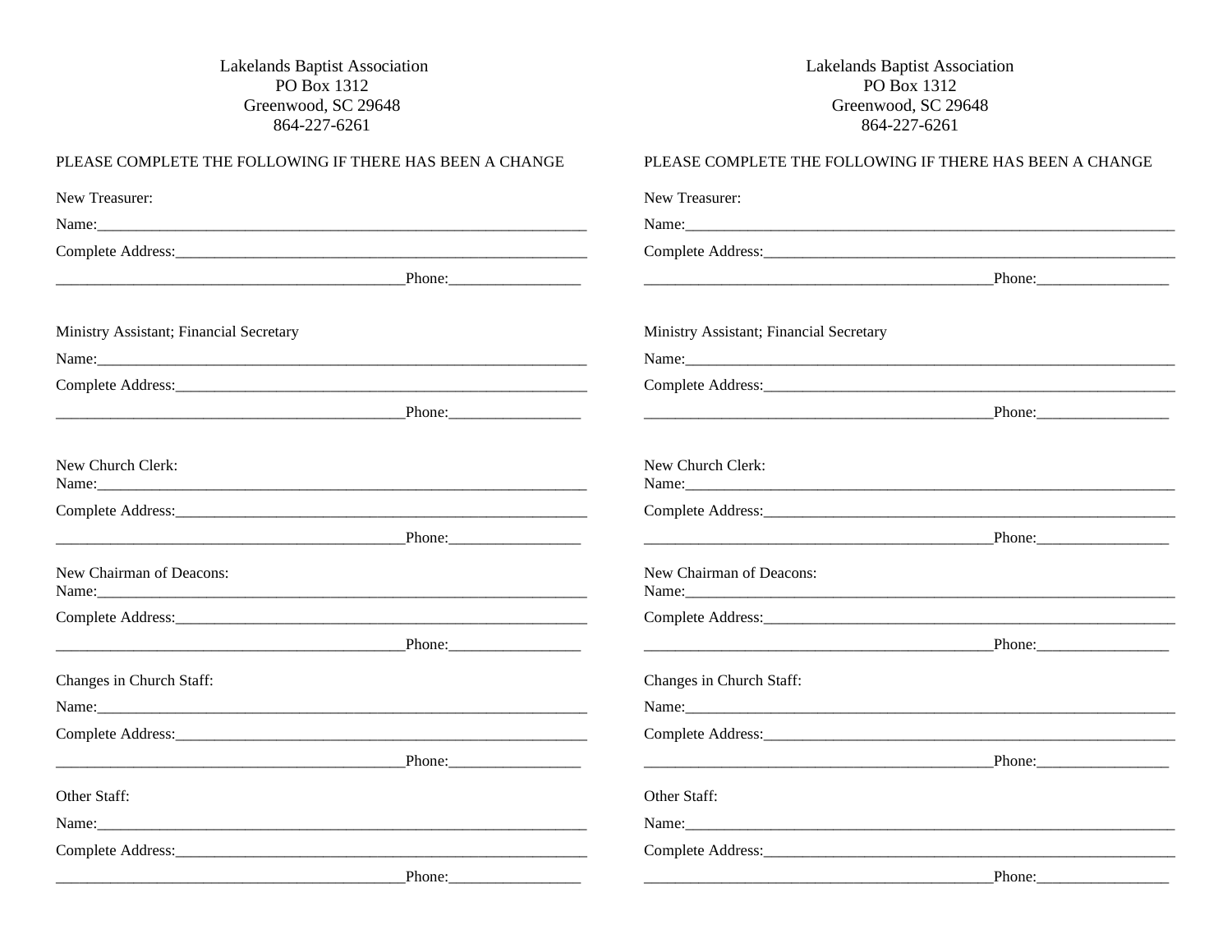Lakelands Baptist Association
PO Box 1312
Greenwood, SC 29648
864-227-6261

PLEASE COMPLETE THE FOLLOWING IF THERE HAS BEEN A CHANGE

New Treasurer:

Name:_________________________________________________________________

Complete Address:_______________________________________________________

_____________________________________________Phone:_________________

Ministry Assistant; Financial Secretary

Name:_________________________________________________________________

Complete Address:_______________________________________________________

_____________________________________________Phone:_________________

New Church Clerk:
Name:_________________________________________________________________

Complete Address:_______________________________________________________

_____________________________________________Phone:_________________

New Chairman of Deacons:
Name:_________________________________________________________________

Complete Address:_______________________________________________________

_____________________________________________Phone:_________________

Changes in Church Staff:

Name:_________________________________________________________________

Complete Address:_______________________________________________________

_____________________________________________Phone:_________________

Other Staff:

Name:_________________________________________________________________

Complete Address:_______________________________________________________

_____________________________________________Phone:_________________

Lakelands Baptist Association
PO Box 1312
Greenwood, SC 29648
864-227-6261

PLEASE COMPLETE THE FOLLOWING IF THERE HAS BEEN A CHANGE

New Treasurer:

Name:_________________________________________________________________

Complete Address:_______________________________________________________

_____________________________________________Phone:_________________

Ministry Assistant; Financial Secretary

Name:_________________________________________________________________

Complete Address:_______________________________________________________

_____________________________________________Phone:_________________

New Church Clerk:
Name:_________________________________________________________________

Complete Address:_______________________________________________________

_____________________________________________Phone:_________________

New Chairman of Deacons:
Name:_________________________________________________________________

Complete Address:_______________________________________________________

_____________________________________________Phone:_________________

Changes in Church Staff:

Name:_________________________________________________________________

Complete Address:_______________________________________________________

_____________________________________________Phone:_________________

Other Staff:

Name:_________________________________________________________________

Complete Address:_______________________________________________________

_____________________________________________Phone:_________________